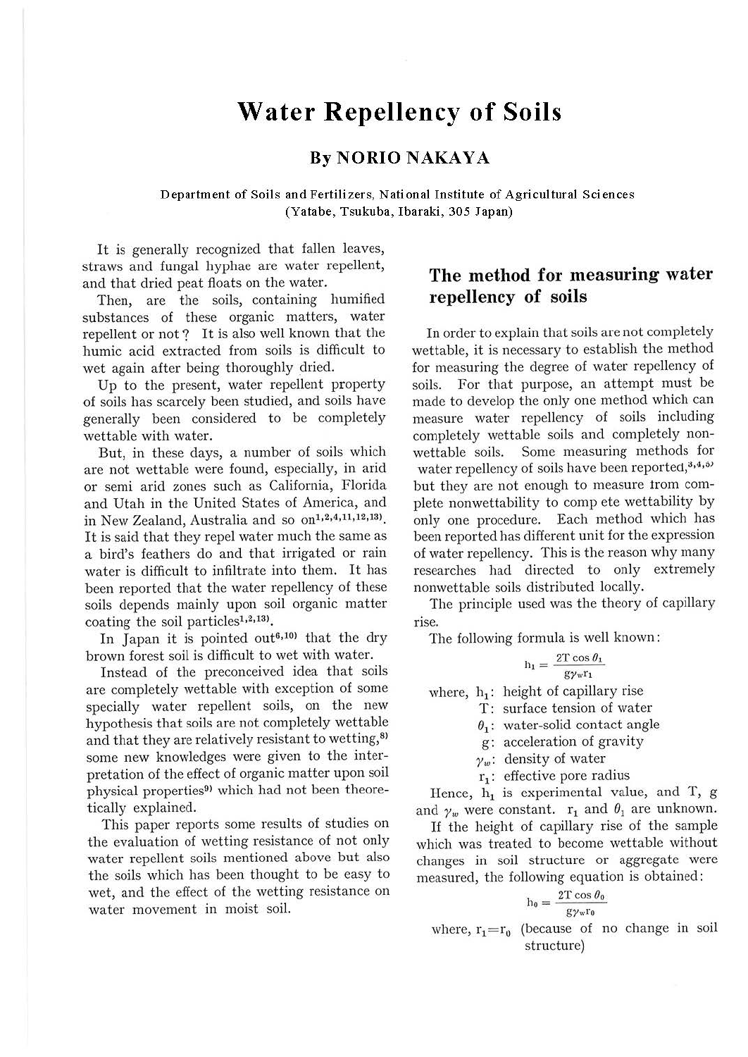# Water Repellency of Soils

## By NORIO NAKAYA

Department of Soils and Fertilizers, National Institute of Agricultural Sciences
(Yatabe, Tsukuba, Ibaraki, 305 Japan)

It is generally recognized that fallen leaves, straws and fungal hyphae are water repellent, and that dried peat floats on the water.

Then, are the soils, containing humified substances of these organic matters, water repellent or not? It is also well known that the humic acid extracted from soils is difficult to wet again after being thoroughly dried.

Up to the present, water repellent property of soils has scarcely been studied, and soils have generally been considered to be completely wettable with water.

But, in these days, a number of soils which are not wettable were found, especially, in arid or semi arid zones such as California, Florida and Utah in the United States of America, and in New Zealand, Australia and so on[1,2,4,11,12,13]. It is said that they repel water much the same as a bird's feathers do and that irrigated or rain water is difficult to infiltrate into them. It has been reported that the water repellency of these soils depends mainly upon soil organic matter coating the soil particles[1,2,13].

In Japan it is pointed out[6,10] that the dry brown forest soil is difficult to wet with water.

Instead of the preconceived idea that soils are completely wettable with exception of some specially water repellent soils, on the new hypothesis that soils are not completely wettable and that they are relatively resistant to wetting,[8] some new knowledges were given to the interpretation of the effect of organic matter upon soil physical properties[9] which had not been theoretically explained.

This paper reports some results of studies on the evaluation of wetting resistance of not only water repellent soils mentioned above but also the soils which has been thought to be easy to wet, and the effect of the wetting resistance on water movement in moist soil.

## The method for measuring water repellency of soils

In order to explain that soils are not completely wettable, it is necessary to establish the method for measuring the degree of water repellency of soils. For that purpose, an attempt must be made to develop the only one method which can measure water repellency of soils including completely wettable soils and completely nonwettable soils. Some measuring methods for water repellency of soils have been reported,[3,4,5] but they are not enough to measure from complete nonwettability to comp ete wettability by only one procedure. Each method which has been reported has different unit for the expression of water repellency. This is the reason why many researches had directed to only extremely nonwettable soils distributed locally.

The principle used was the theory of capillary rise.

The following formula is well known:

$$h_1 = \frac{2T\cos\theta_1}{g\gamma_w r_1}$$

where, $h_1$: height of capillary rise
$T$: surface tension of water
$\theta_1$: water-solid contact angle
$g$: acceleration of gravity
$\gamma_w$: density of water
$r_1$: effective pore radius

Hence, $h_1$ is experimental value, and T, g and $\gamma_w$ were constant. $r_1$ and $\theta_1$ are unknown.

If the height of capillary rise of the sample which was treated to become wettable without changes in soil structure or aggregate were measured, the following equation is obtained:

$$h_0 = \frac{2T\cos\theta_0}{g\gamma_w r_0}$$

where, $r_1 = r_0$ (because of no change in soil structure)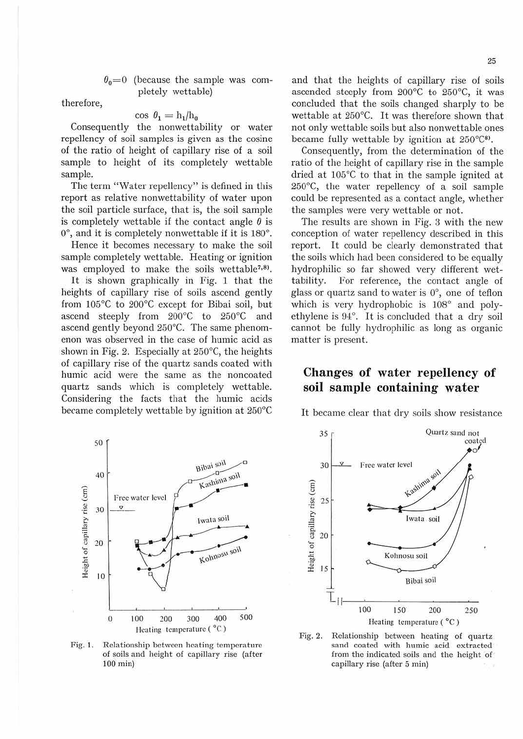$\theta_0 = 0$ (because the sample was completely wettable)

therefore,

$$\cos \theta_1 = h_1/h_0$$

Consequently the nonwettability or water repellency of soil samples is given as the cosine of the ratio of height of capillary rise of a soil sample to height of its completely wettable sample.

The term "Water repellency" is defined in this report as relative nonwettability of water upon the soil particle surface, that is, the soil sample is completely wettable if the contact angle $\theta$ is 0°, and it is completely nonwettable if it is 180°.

Hence it becomes necessary to make the soil sample completely wettable. Heating or ignition was employed to make the soils wettable[7,8].

It is shown graphically in Fig. 1 that the heights of capillary rise of soils ascend gently from 105°C to 200°C except for Bibai soil, but ascend steeply from 200°C to 250°C and ascend gently beyond 250°C. The same phenomenon was observed in the case of humic acid as shown in Fig. 2. Especially at 250°C, the heights of capillary rise of the quartz sands coated with humic acid were the same as the noncoated quartz sands which is completely wettable. Considering the facts that the humic acids became completely wettable by ignition at 250°C and that the heights of capillary rise of soils ascended steeply from 200°C to 250°C, it was concluded that the soils changed sharply to be wettable at 250°C. It was therefore shown that not only wettable soils but also nonwettable ones became fully wettable by ignition at 250°C[8].

Consequently, from the determination of the ratio of the height of capillary rise in the sample dried at 105°C to that in the sample ignited at 250°C, the water repellency of a soil sample could be represented as a contact angle, whether the samples were very wettable or not.

The results are shown in Fig. 3 with the new conception of water repellency described in this report. It could be clearly demonstrated that the soils which had been considered to be equally hydrophilic so far showed very different wettability. For reference, the contact angle of glass or quartz sand to water is 0°, one of teflon which is very hydrophobic is 108° and polyethylene is 94°. It is concluded that a dry soil cannot be fully hydrophilic as long as organic matter is present.

Fig. 1. Relationship between heating temperature of soils and height of capillary rise (after 100 min)

Fig. 2. Relationship between heating of quartz sand coated with humic acid extracted from the indicated soils and the height of capillary rise (after 5 min)

## Changes of water repellency of soil sample containing water

It became clear that dry soils show resistance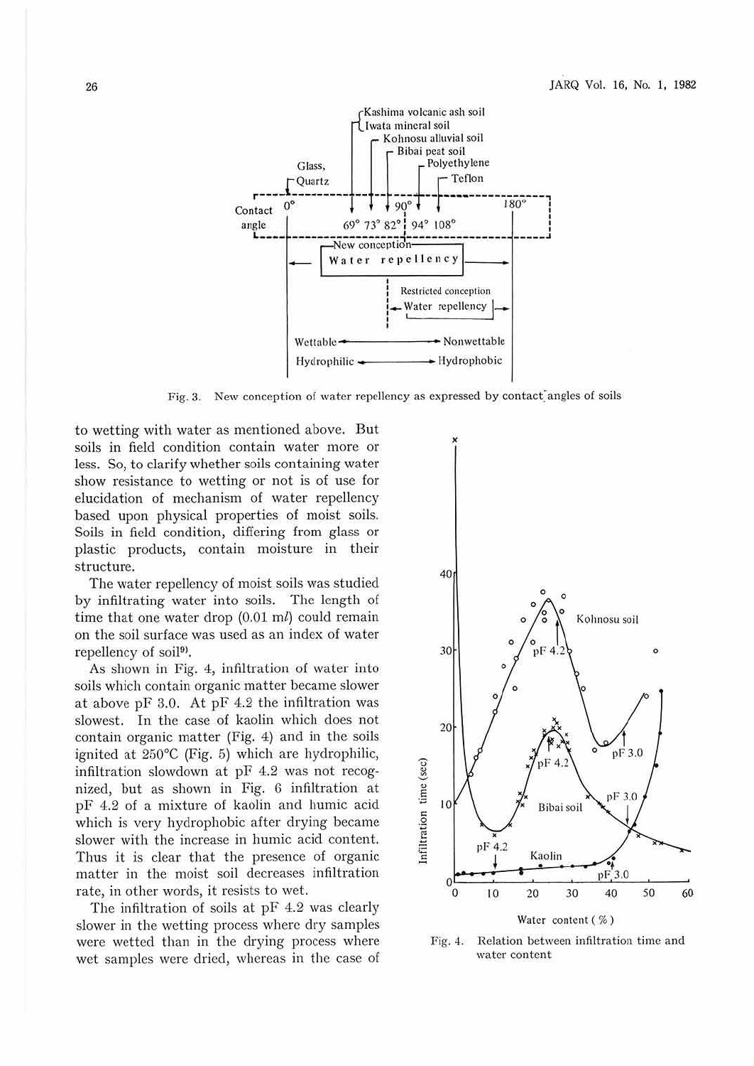Fig. 3. New conception of water repellency as expressed by contact angles of soils

to wetting with water as mentioned above. But soils in field condition contain water more or less. So, to clarify whether soils containing water show resistance to wetting or not is of use for elucidation of mechanism of water repellency based upon physical properties of moist soils. Soils in field condition, differing from glass or plastic products, contain moisture in their structure.

The water repellency of moist soils was studied by infiltrating water into soils. The length of time that one water drop (0.01 ml) could remain on the soil surface was used as an index of water repellency of soil[9].

As shown in Fig. 4, infiltration of water into soils which contain organic matter became slower at above pF 3.0. At pF 4.2 the infiltration was slowest. In the case of kaolin which does not contain organic matter (Fig. 4) and in the soils ignited at 250°C (Fig. 5) which are hydrophilic, infiltration slowdown at pF 4.2 was not recognized, but as shown in Fig. 6 infiltration at pF 4.2 of a mixture of kaolin and humic acid which is very hydrophobic after drying became slower with the increase in humic acid content. Thus it is clear that the presence of organic matter in the moist soil decreases infiltration rate, in other words, it resists to wet.

The infiltration of soils at pF 4.2 was clearly slower in the wetting process where dry samples were wetted than in the drying process where wet samples were dried, whereas in the case of

Fig. 4. Relation between infiltration time and water content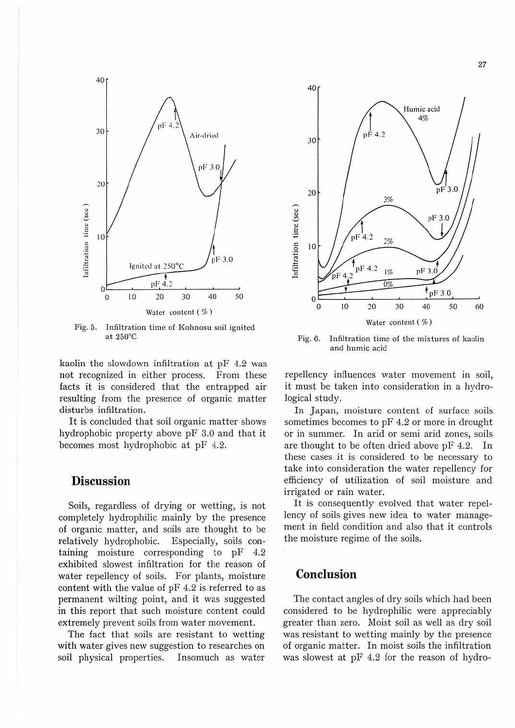Fig. 5. Infiltration time of Kohnosu soil ignited at 250°C

Fig. 6. Infiltration time of the mixtures of kaolin and humic acid

kaolin the slowdown infiltration at pF 4.2 was not recognized in either process. From these facts it is considered that the entrapped air resulting from the presence of organic matter disturbs infiltration.

It is concluded that soil organic matter shows hydrophobic property above pF 3.0 and that it becomes most hydrophobic at pF 4.2.

## Discussion

Soils, regardless of drying or wetting, is not completely hydrophilic mainly by the presence of organic matter, and soils are thought to be relatively hydrophobic. Especially, soils containing moisture corresponding to pF 4.2 exhibited slowest infiltration for the reason of water repellency of soils. For plants, moisture content with the value of pF 4.2 is referred to as permanent wilting point, and it was suggested in this report that such moisture content could extremely prevent soils from water movement.

The fact that soils are resistant to wetting with water gives new suggestion to researches on soil physical properties. Insomuch as water repellency influences water movement in soil, it must be taken into consideration in a hydrological study.

In Japan, moisture content of surface soils sometimes becomes to pF 4.2 or more in drought or in summer. In arid or semi arid zones, soils are thought to be often dried above pF 4.2. In these cases it is considered to be necessary to take into consideration the water repellency for efficiency of utilization of soil moisture and irrigated or rain water.

It is consequently evolved that water repellency of soils gives new idea to water management in field condition and also that it controls the moisture regime of the soils.

## Conclusion

The contact angles of dry soils which had been considered to be hydrophilic were appreciably greater than zero. Moist soil as well as dry soil was resistant to wetting mainly by the presence of organic matter. In moist soils the infiltration was slowest at pF 4.2 for the reason of hydro-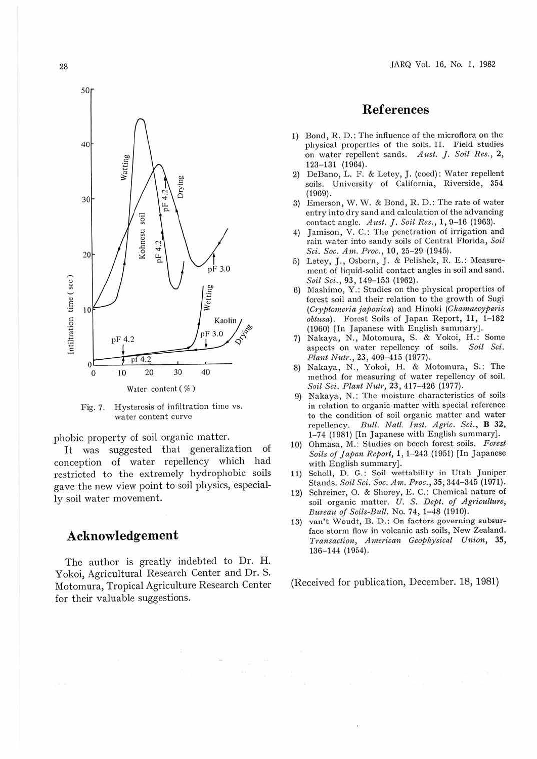50

40

30

20

10

0

Intiltration time (sec)

0 10 20 30 40

Water content (%)

Watting

Kohnosu soil

pF 4.2

Drying

pF 4.2

pF 3.0

Wetting

Kaolin

pF 4.2

pF 3.0

Drying

pf 4.2

Fig. 7. Hysteresis of infiltration time vs. water content curve

phobic property of soil organic matter.

It was suggested that generalization of conception of water repellency which had restricted to the extremely hydrophobic soils gave the new view point to soil physics, especially soil water movement.

## Acknowledgement

The author is greatly indebted to Dr. H. Yokoi, Agricultural Research Center and Dr. S. Motomura, Tropical Agriculture Research Center for their valuable suggestions.

## References

1) Bond, R. D.: The influence of the microflora on the physical properties of the soils. II. Field studies on water repellent sands. *Aust. J. Soil Res.*, **2**, 123–131 (1964).
2) DeBano, L. F. & Letey, J. (coed): Water repellent soils. University of California, Riverside, 354 (1969).
3) Emerson, W. W. & Bond, R. D.: The rate of water entry into dry sand and calculation of the advancing contact angle. *Aust. J. Soil Res.*, **1**, 9–16 (1963).
4) Jamison, V. C.: The penetration of irrigation and rain water into sandy soils of Central Florida, *Soil Sci. Soc. Am. Proc.*, **10**, 25–29 (1945).
5) Letey, J., Osborn, J. & Pelishek, R. E.: Measurement of liquid-solid contact angles in soil and sand. *Soil Sci.*, **93**, 149–153 (1962).
6) Mashimo, Y.: Studies on the physical properties of forest soil and their relation to the growth of Sugi (*Cryptomeria japonica*) and Hinoki (*Chamaecyparis obtusa*). Forest Soils of Japan Report, **11**, 1–182 (1960) [In Japanese with English summary].
7) Nakaya, N., Motomura, S. & Yokoi, H.: Some aspects on water repellency of soils. *Soil Sci. Plant Nutr.*, **23**, 409–415 (1977).
8) Nakaya, N., Yokoi, H. & Motomura, S.: The method for measuring of water repellency of soil. *Soil Sci. Plant Nutr*, **23**, 417–426 (1977).
9) Nakaya, N.: The moisture characteristics of soils in relation to organic matter with special reference to the condition of soil organic matter and water repellency. *Bull. Natl. Inst. Agric. Sci.*, **B 32**, 1–74 (1981) [In Japanese with English summary].
10) Ohmasa, M.: Studies on beech forest soils. *Forest Soils of Japan Report*, **1**, 1–243 (1951) [In Japanese with English summary].
11) Scholl, D. G.: Soil wettability in Utah Juniper Stands. *Soil Sci. Soc. Am. Proc.*, **35**, 344–345 (1971).
12) Schreiner, O. & Shorey, E. C.: Chemical nature of soil organic matter. *U. S. Dept. of Agriculture, Bureau of Soils-Bull.* No. 74, 1–48 (1910).
13) van't Woudt, B. D.: On factors governing subsurface storm flow in volcanic ash soils, New Zealand. *Transaction, American Geophysical Union*, **35**, 136–144 (1954).

(Received for publication, December. 18, 1981)